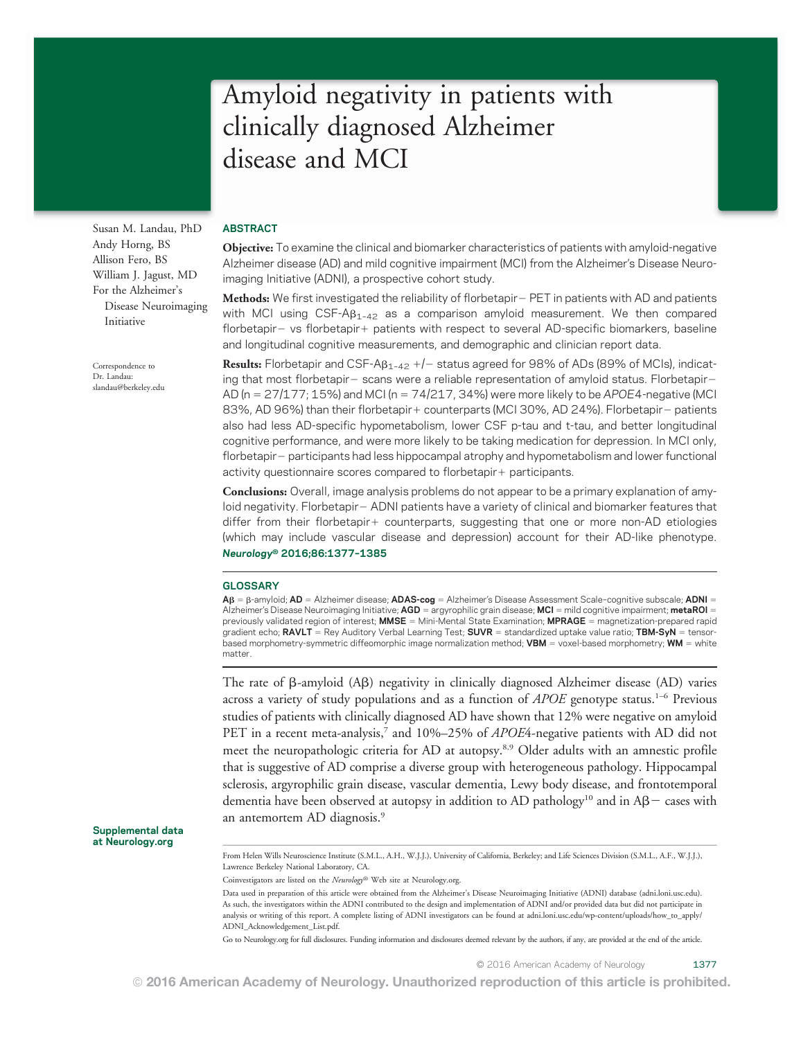# Amyloid negativity in patients with clinically diagnosed Alzheimer disease and MCI

Susan M. Landau, PhD
Andy Horng, BS
Allison Fero, BS
William J. Jagust, MD
For the Alzheimer's Disease Neuroimaging Initiative

Correspondence to Dr. Landau: slandau@berkeley.edu

## ABSTRACT

**Objective:** To examine the clinical and biomarker characteristics of patients with amyloid-negative Alzheimer disease (AD) and mild cognitive impairment (MCI) from the Alzheimer's Disease Neuroimaging Initiative (ADNI), a prospective cohort study.

**Methods:** We first investigated the reliability of florbetapir− PET in patients with AD and patients with MCI using CSF-$A\beta_{1-42}$ as a comparison amyloid measurement. We then compared florbetapir− vs florbetapir+ patients with respect to several AD-specific biomarkers, baseline and longitudinal cognitive measurements, and demographic and clinician report data.

**Results:** Florbetapir and CSF-$A\beta_{1-42}$ +/− status agreed for 98% of ADs (89% of MCIs), indicating that most florbetapir− scans were a reliable representation of amyloid status. Florbetapir− AD (n = 27/177; 15%) and MCI (n = 74/217, 34%) were more likely to be *APOE*4-negative (MCI 83%, AD 96%) than their florbetapir+ counterparts (MCI 30%, AD 24%). Florbetapir− patients also had less AD-specific hypometabolism, lower CSF p-tau and t-tau, and better longitudinal cognitive performance, and were more likely to be taking medication for depression. In MCI only, florbetapir− participants had less hippocampal atrophy and hypometabolism and lower functional activity questionnaire scores compared to florbetapir+ participants.

**Conclusions:** Overall, image analysis problems do not appear to be a primary explanation of amyloid negativity. Florbetapir− ADNI patients have a variety of clinical and biomarker features that differ from their florbetapir+ counterparts, suggesting that one or more non-AD etiologies (which may include vascular disease and depression) account for their AD-like phenotype. *Neurology®* **2016;86:1377–1385**

## GLOSSARY

**Aβ** = β-amyloid; **AD** = Alzheimer disease; **ADAS-cog** = Alzheimer's Disease Assessment Scale–cognitive subscale; **ADNI** = Alzheimer's Disease Neuroimaging Initiative; **AGD** = argyrophilic grain disease; **MCI** = mild cognitive impairment; **metaROI** = previously validated region of interest; **MMSE** = Mini-Mental State Examination; **MPRAGE** = magnetization-prepared rapid gradient echo; **RAVLT** = Rey Auditory Verbal Learning Test; **SUVR** = standardized uptake value ratio; **TBM-SyN** = tensor-based morphometry-symmetric diffeomorphic image normalization method; **VBM** = voxel-based morphometry; **WM** = white matter.

The rate of β-amyloid (Aβ) negativity in clinically diagnosed Alzheimer disease (AD) varies across a variety of study populations and as a function of *APOE* genotype status.[1–6] Previous studies of patients with clinically diagnosed AD have shown that 12% were negative on amyloid PET in a recent meta-analysis,[7] and 10%–25% of *APOE*4-negative patients with AD did not meet the neuropathologic criteria for AD at autopsy.[8,9] Older adults with an amnestic profile that is suggestive of AD comprise a diverse group with heterogeneous pathology. Hippocampal sclerosis, argyrophilic grain disease, vascular dementia, Lewy body disease, and frontotemporal dementia have been observed at autopsy in addition to AD pathology[10] and in Aβ− cases with an antemortem AD diagnosis.[9]

**Supplemental data at Neurology.org**

From Helen Wills Neuroscience Institute (S.M.L., A.H., W.J.J.), University of California, Berkeley; and Life Sciences Division (S.M.L., A.F., W.J.J.), Lawrence Berkeley National Laboratory, CA.

Coinvestigators are listed on the *Neurology®* Web site at Neurology.org.

Data used in preparation of this article were obtained from the Alzheimer's Disease Neuroimaging Initiative (ADNI) database (adni.loni.usc.edu). As such, the investigators within the ADNI contributed to the design and implementation of ADNI and/or provided data but did not participate in analysis or writing of this report. A complete listing of ADNI investigators can be found at adni.loni.usc.edu/wp-content/uploads/how_to_apply/ADNI_Acknowledgement_List.pdf.

Go to Neurology.org for full disclosures. Funding information and disclosures deemed relevant by the authors, if any, are provided at the end of the article.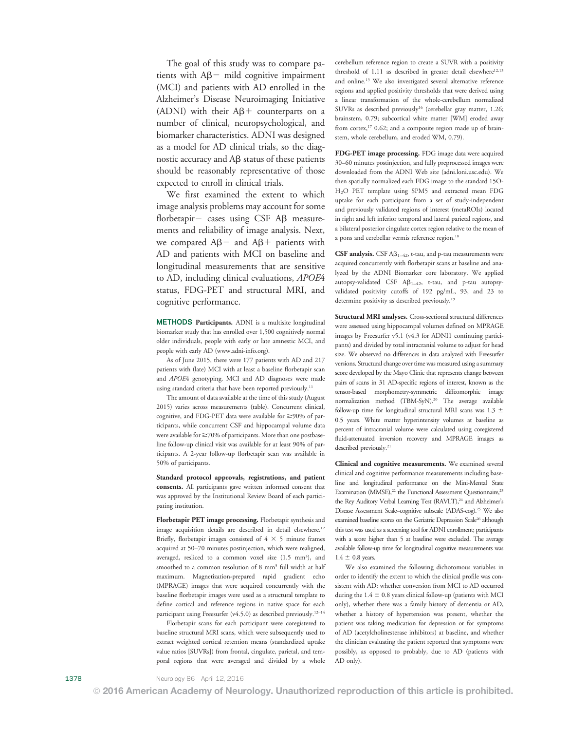The goal of this study was to compare patients with Aβ− mild cognitive impairment (MCI) and patients with AD enrolled in the Alzheimer's Disease Neuroimaging Initiative (ADNI) with their Aβ+ counterparts on a number of clinical, neuropsychological, and biomarker characteristics. ADNI was designed as a model for AD clinical trials, so the diagnostic accuracy and Aβ status of these patients should be reasonably representative of those expected to enroll in clinical trials.

We first examined the extent to which image analysis problems may account for some florbetapir− cases using CSF Aβ measurements and reliability of image analysis. Next, we compared Aβ− and Aβ+ patients with AD and patients with MCI on baseline and longitudinal measurements that are sensitive to AD, including clinical evaluations, *APOE4* status, FDG-PET and structural MRI, and cognitive performance.

## METHODS

**Participants.** ADNI is a multisite longitudinal biomarker study that has enrolled over 1,500 cognitively normal older individuals, people with early or late amnestic MCI, and people with early AD (www.adni-info.org).

As of June 2015, there were 177 patients with AD and 217 patients with (late) MCI with at least a baseline florbetapir scan and *APOE4* genotyping. MCI and AD diagnoses were made using standard criteria that have been reported previously.[11]

The amount of data available at the time of this study (August 2015) varies across measurements (table). Concurrent clinical, cognitive, and FDG-PET data were available for ≥90% of participants, while concurrent CSF and hippocampal volume data were available for ≥70% of participants. More than one postbaseline follow-up clinical visit was available for at least 90% of participants. A 2-year follow-up florbetapir scan was available in 50% of participants.

**Standard protocol approvals, registrations, and patient consents.** All participants gave written informed consent that was approved by the Institutional Review Board of each participating institution.

**Florbetapir PET image processing.** Florbetapir synthesis and image acquisition details are described in detail elsewhere.[12] Briefly, florbetapir images consisted of 4 × 5 minute frames acquired at 50–70 minutes postinjection, which were realigned, averaged, resliced to a common voxel size (1.5 mm³), and smoothed to a common resolution of 8 mm³ full width at half maximum. Magnetization-prepared rapid gradient echo (MPRAGE) images that were acquired concurrently with the baseline florbetapir images were used as a structural template to define cortical and reference regions in native space for each participant using Freesurfer (v4.5.0) as described previously.[12–14]

Florbetapir scans for each participant were coregistered to baseline structural MRI scans, which were subsequently used to extract weighted cortical retention means (standardized uptake value ratios [SUVRs]) from frontal, cingulate, parietal, and temporal regions that were averaged and divided by a whole cerebellum reference region to create a SUVR with a positivity threshold of 1.11 as described in greater detail elsewhere[12,13] and online.[15] We also investigated several alternative reference regions and applied positivity thresholds that were derived using a linear transformation of the whole-cerebellum normalized SUVRs as described previously[16] (cerebellar gray matter, 1.26; brainstem, 0.79; subcortical white matter [WM] eroded away from cortex,[17] 0.62; and a composite region made up of brainstem, whole cerebellum, and eroded WM, 0.79).

**FDG-PET image processing.** FDG image data were acquired 30–60 minutes postinjection, and fully preprocessed images were downloaded from the ADNI Web site (adni.loni.usc.edu). We then spatially normalized each FDG image to the standard 15O-$H_2O$ PET template using SPM5 and extracted mean FDG uptake for each participant from a set of study-independent and previously validated regions of interest (metaROIs) located in right and left inferior temporal and lateral parietal regions, and a bilateral posterior cingulate cortex region relative to the mean of a pons and cerebellar vermis reference region.[18]

**CSF analysis.** CSF $A\beta_{1-42}$, t-tau, and p-tau measurements were acquired concurrently with florbetapir scans at baseline and analyzed by the ADNI Biomarker core laboratory. We applied autopsy-validated CSF $A\beta_{1-42}$, t-tau, and p-tau autopsy-validated positivity cutoffs of 192 pg/mL, 93, and 23 to determine positivity as described previously.[19]

**Structural MRI analyses.** Cross-sectional structural differences were assessed using hippocampal volumes defined on MPRAGE images by Freesurfer v5.1 (v4.3 for ADNI1 continuing participants) and divided by total intracranial volume to adjust for head size. We observed no differences in data analyzed with Freesurfer versions. Structural change over time was measured using a summary score developed by the Mayo Clinic that represents change between pairs of scans in 31 AD-specific regions of interest, known as the tensor-based morphometry-symmetric diffeomorphic image normalization method (TBM-SyN).[20] The average available follow-up time for longitudinal structural MRI scans was 1.3 ± 0.5 years. White matter hyperintensity volumes at baseline as percent of intracranial volume were calculated using coregistered fluid-attenuated inversion recovery and MPRAGE images as described previously.[21]

**Clinical and cognitive measurements.** We examined several clinical and cognitive performance measurements including baseline and longitudinal performance on the Mini-Mental State Examination (MMSE),[22] the Functional Assessment Questionnaire,[23] the Rey Auditory Verbal Learning Test (RAVLT),[24] and Alzheimer's Disease Assessment Scale–cognitive subscale (ADAS-cog).[25] We also examined baseline scores on the Geriatric Depression Scale[26] although this test was used as a screening tool for ADNI enrollment; participants with a score higher than 5 at baseline were excluded. The average available follow-up time for longitudinal cognitive measurements was 1.4 ± 0.8 years.

We also examined the following dichotomous variables in order to identify the extent to which the clinical profile was consistent with AD: whether conversion from MCI to AD occurred during the 1.4 ± 0.8 years clinical follow-up (patients with MCI only), whether there was a family history of dementia or AD, whether a history of hypertension was present, whether the patient was taking medication for depression or for symptoms of AD (acetylcholinesterase inhibitors) at baseline, and whether the clinician evaluating the patient reported that symptoms were possibly, as opposed to probably, due to AD (patients with AD only).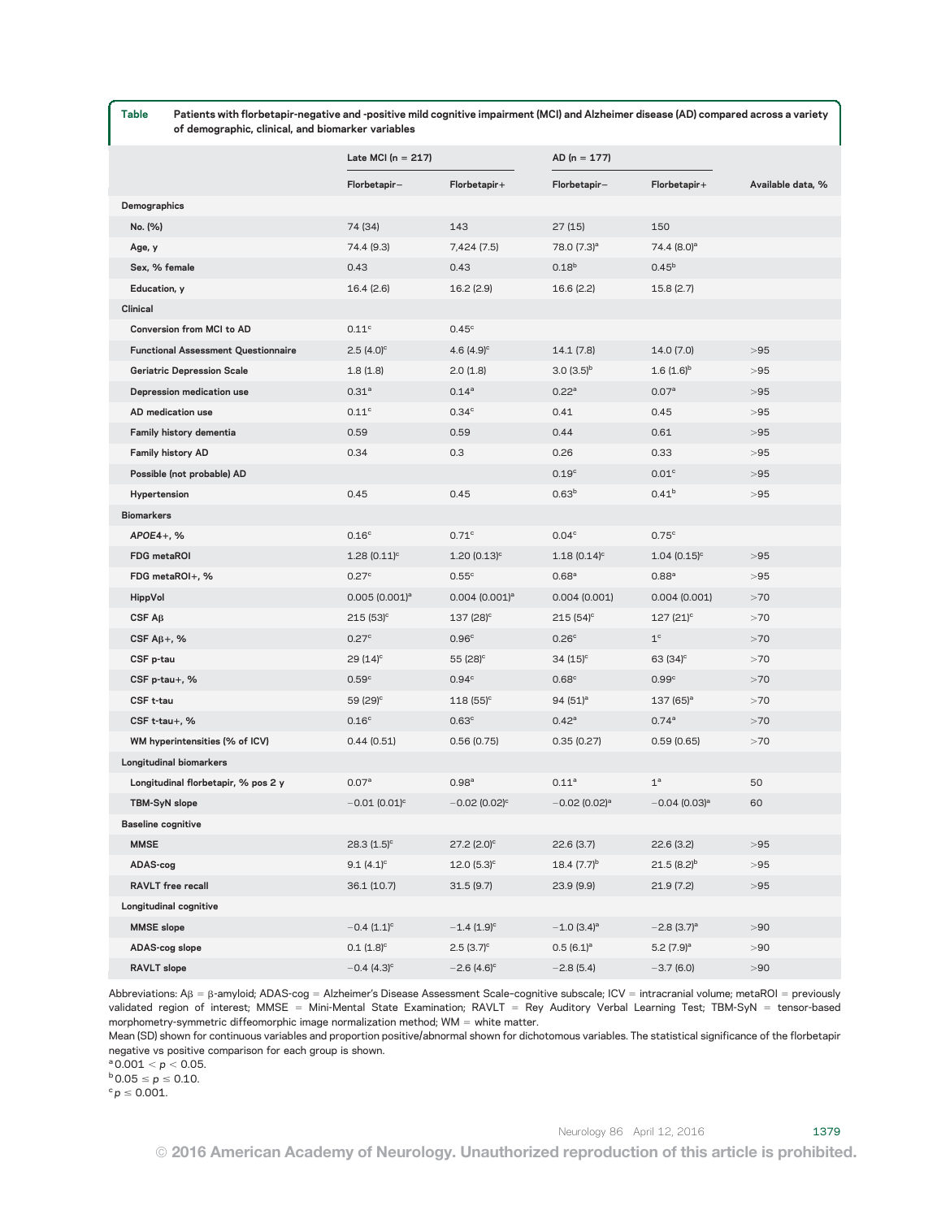**Table** Patients with florbetapir-negative and -positive mild cognitive impairment (MCI) and Alzheimer disease (AD) compared across a variety of demographic, clinical, and biomarker variables

| | Late MCI (n = 217) | | AD (n = 177) | | |
|---|---|---|---|---|---|
| | Florbetapir− | Florbetapir+ | Florbetapir− | Florbetapir+ | Available data, % |
| **Demographics** | | | | | |
| No. (%) | 74 (34) | 143 | 27 (15) | 150 | |
| Age, y | 74.4 (9.3) | 7,424 (7.5) | 78.0 (7.3)[a] | 74.4 (8.0)[a] | |
| Sex, % female | 0.43 | 0.43 | 0.18[b] | 0.45[b] | |
| Education, y | 16.4 (2.6) | 16.2 (2.9) | 16.6 (2.2) | 15.8 (2.7) | |
| **Clinical** | | | | | |
| Conversion from MCI to AD | 0.11[c] | 0.45[c] | | | |
| Functional Assessment Questionnaire | 2.5 (4.0)[c] | 4.6 (4.9)[c] | 14.1 (7.8) | 14.0 (7.0) | >95 |
| Geriatric Depression Scale | 1.8 (1.8) | 2.0 (1.8) | 3.0 (3.5)[b] | 1.6 (1.6)[b] | >95 |
| Depression medication use | 0.31[a] | 0.14[a] | 0.22[a] | 0.07[a] | >95 |
| AD medication use | 0.11[c] | 0.34[c] | 0.41 | 0.45 | >95 |
| Family history dementia | 0.59 | 0.59 | 0.44 | 0.61 | >95 |
| Family history AD | 0.34 | 0.3 | 0.26 | 0.33 | >95 |
| Possible (not probable) AD | | | 0.19[c] | 0.01[c] | >95 |
| Hypertension | 0.45 | 0.45 | 0.63[b] | 0.41[b] | >95 |
| **Biomarkers** | | | | | |
| *APOE4*+, % | 0.16[c] | 0.71[c] | 0.04[c] | 0.75[c] | |
| FDG metaROI | 1.28 (0.11)[c] | 1.20 (0.13)[c] | 1.18 (0.14)[c] | 1.04 (0.15)[c] | >95 |
| FDG metaROI+, % | 0.27[c] | 0.55[c] | 0.68[a] | 0.88[a] | >95 |
| HippVol | 0.005 (0.001)[a] | 0.004 (0.001)[a] | 0.004 (0.001) | 0.004 (0.001) | >70 |
| CSF Aβ | 215 (53)[c] | 137 (28)[c] | 215 (54)[c] | 127 (21)[c] | >70 |
| CSF Aβ+, % | 0.27[c] | 0.96[c] | 0.26[c] | 1[c] | >70 |
| CSF p-tau | 29 (14)[c] | 55 (28)[c] | 34 (15)[c] | 63 (34)[c] | >70 |
| CSF p-tau+, % | 0.59[c] | 0.94[c] | 0.68[c] | 0.99[c] | >70 |
| CSF t-tau | 59 (29)[c] | 118 (55)[c] | 94 (51)[a] | 137 (65)[a] | >70 |
| CSF t-tau+, % | 0.16[c] | 0.63[c] | 0.42[a] | 0.74[a] | >70 |
| WM hyperintensities (% of ICV) | 0.44 (0.51) | 0.56 (0.75) | 0.35 (0.27) | 0.59 (0.65) | >70 |
| **Longitudinal biomarkers** | | | | | |
| Longitudinal florbetapir, % pos 2 y | 0.07[a] | 0.98[a] | 0.11[a] | 1[a] | 50 |
| TBM-SyN slope | −0.01 (0.01)[c] | −0.02 (0.02)[c] | −0.02 (0.02)[a] | −0.04 (0.03)[a] | 60 |
| **Baseline cognitive** | | | | | |
| MMSE | 28.3 (1.5)[c] | 27.2 (2.0)[c] | 22.6 (3.7) | 22.6 (3.2) | >95 |
| ADAS-cog | 9.1 (4.1)[c] | 12.0 (5.3)[c] | 18.4 (7.7)[b] | 21.5 (8.2)[b] | >95 |
| RAVLT free recall | 36.1 (10.7) | 31.5 (9.7) | 23.9 (9.9) | 21.9 (7.2) | >95 |
| **Longitudinal cognitive** | | | | | |
| MMSE slope | −0.4 (1.1)[c] | −1.4 (1.9)[c] | −1.0 (3.4)[a] | −2.8 (3.7)[a] | >90 |
| ADAS-cog slope | 0.1 (1.8)[c] | 2.5 (3.7)[c] | 0.5 (6.1)[a] | 5.2 (7.9)[a] | >90 |
| RAVLT slope | −0.4 (4.3)[c] | −2.6 (4.6)[c] | −2.8 (5.4) | −3.7 (6.0) | >90 |

Abbreviations: Aβ = β-amyloid; ADAS-cog = Alzheimer's Disease Assessment Scale–cognitive subscale; ICV = intracranial volume; metaROI = previously validated region of interest; MMSE = Mini-Mental State Examination; RAVLT = Rey Auditory Verbal Learning Test; TBM-SyN = tensor-based morphometry–symmetric diffeomorphic image normalization method; WM = white matter.

Mean (SD) shown for continuous variables and proportion positive/abnormal shown for dichotomous variables. The statistical significance of the florbetapir negative vs positive comparison for each group is shown.

[a] $0.001 < p < 0.05$.

[b] $0.05 \leq p \leq 0.10$.

[c] $p \leq 0.001$.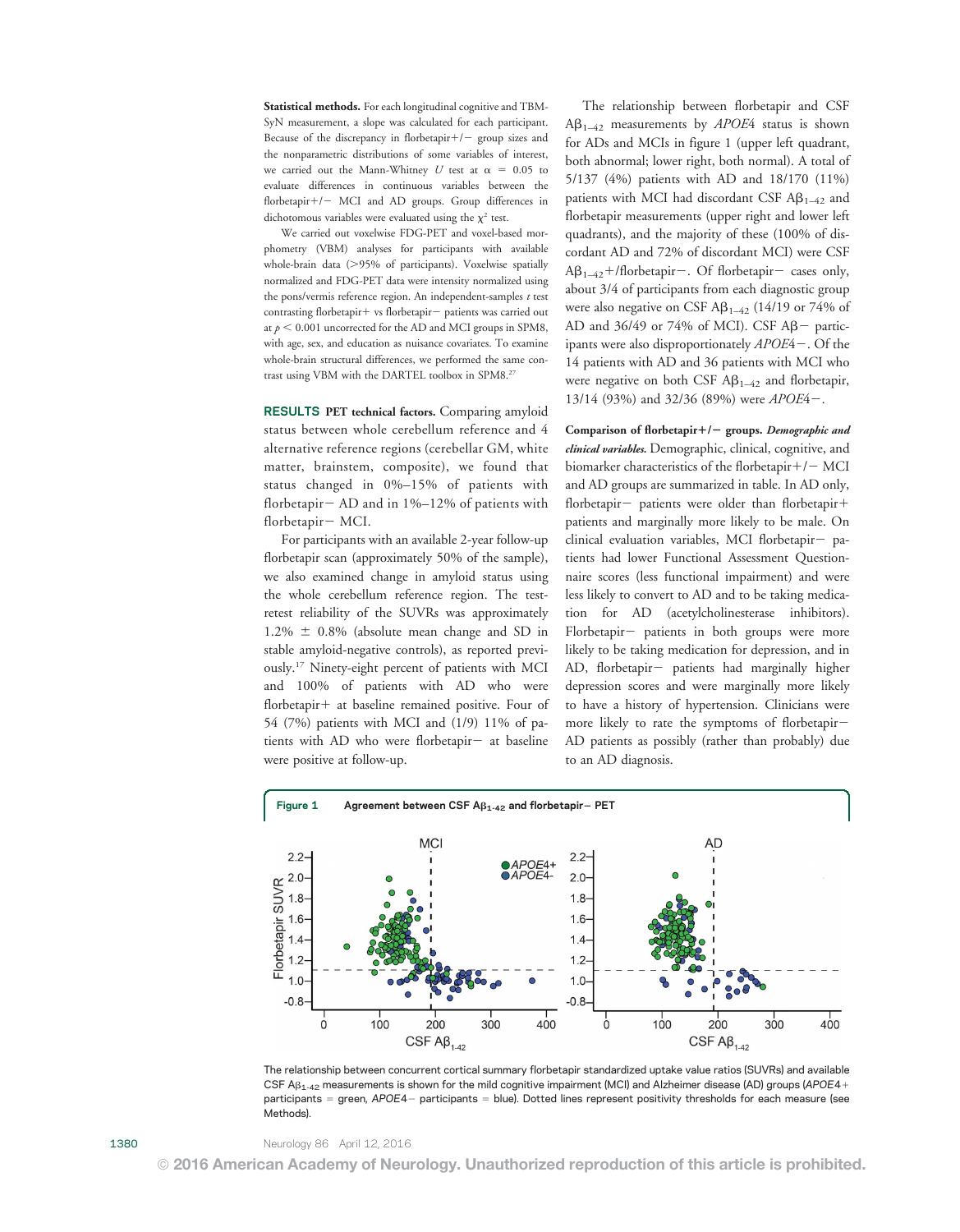**Statistical methods.** For each longitudinal cognitive and TBM-SyN measurement, a slope was calculated for each participant. Because of the discrepancy in florbetapir+/− group sizes and the nonparametric distributions of some variables of interest, we carried out the Mann-Whitney $U$ test at $\alpha = 0.05$ to evaluate differences in continuous variables between the florbetapir+/− MCI and AD groups. Group differences in dichotomous variables were evaluated using the $\chi^2$ test.

We carried out voxelwise FDG-PET and voxel-based morphometry (VBM) analyses for participants with available whole-brain data (>95% of participants). Voxelwise spatially normalized and FDG-PET data were intensity normalized using the pons/vermis reference region. An independent-samples $t$ test contrasting florbetapir+ vs florbetapir− patients was carried out at $p < 0.001$ uncorrected for the AD and MCI groups in SPM8, with age, sex, and education as nuisance covariates. To examine whole-brain structural differences, we performed the same contrast using VBM with the DARTEL toolbox in SPM8.[27]

## RESULTS

**PET technical factors.** Comparing amyloid status between whole cerebellum reference and 4 alternative reference regions (cerebellar GM, white matter, brainstem, composite), we found that status changed in 0%–15% of patients with florbetapir− AD and in 1%–12% of patients with florbetapir− MCI.

For participants with an available 2-year follow-up florbetapir scan (approximately 50% of the sample), we also examined change in amyloid status using the whole cerebellum reference region. The test-retest reliability of the SUVRs was approximately 1.2% ± 0.8% (absolute mean change and SD in stable amyloid-negative controls), as reported previously.[17] Ninety-eight percent of patients with MCI and 100% of patients with AD who were florbetapir+ at baseline remained positive. Four of 54 (7%) patients with MCI and (1/9) 11% of patients with AD who were florbetapir− at baseline were positive at follow-up.

The relationship between florbetapir and CSF $A\beta_{1-42}$ measurements by *APOE4* status is shown for ADs and MCIs in figure 1 (upper left quadrant, both abnormal; lower right, both normal). A total of 5/137 (4%) patients with AD and 18/170 (11%) patients with MCI had discordant CSF $A\beta_{1-42}$ and florbetapir measurements (upper right and lower left quadrants), and the majority of these (100% of discordant AD and 72% of discordant MCI) were CSF $A\beta_{1-42}$+/florbetapir−. Of florbetapir− cases only, about 3/4 of participants from each diagnostic group were also negative on CSF $A\beta_{1-42}$ (14/19 or 74% of AD and 36/49 or 74% of MCI). CSF Aβ− participants were also disproportionately *APOE4*−. Of the 14 patients with AD and 36 patients with MCI who were negative on both CSF $A\beta_{1-42}$ and florbetapir, 13/14 (93%) and 32/36 (89%) were *APOE4*−.

**Comparison of florbetapir+/− groups.** ***Demographic and clinical variables.*** Demographic, clinical, cognitive, and biomarker characteristics of the florbetapir+/− MCI and AD groups are summarized in table. In AD only, florbetapir− patients were older than florbetapir+ patients and marginally more likely to be male. On clinical evaluation variables, MCI florbetapir− patients had lower Functional Assessment Questionnaire scores (less functional impairment) and were less likely to convert to AD and to be taking medication for AD (acetylcholinesterase inhibitors). Florbetapir− patients in both groups were more likely to be taking medication for depression, and in AD, florbetapir− patients had marginally higher depression scores and were marginally more likely to have a history of hypertension. Clinicians were more likely to rate the symptoms of florbetapir− AD patients as possibly (rather than probably) due to an AD diagnosis.

**Figure 1** Agreement between CSF $A\beta_{1-42}$ and florbetapir− PET

The relationship between concurrent cortical summary florbetapir standardized uptake value ratios (SUVRs) and available CSF $A\beta_{1-42}$ measurements is shown for the mild cognitive impairment (MCI) and Alzheimer disease (AD) groups (*APOE4*+ participants = green, *APOE4*− participants = blue). Dotted lines represent positivity thresholds for each measure (see Methods).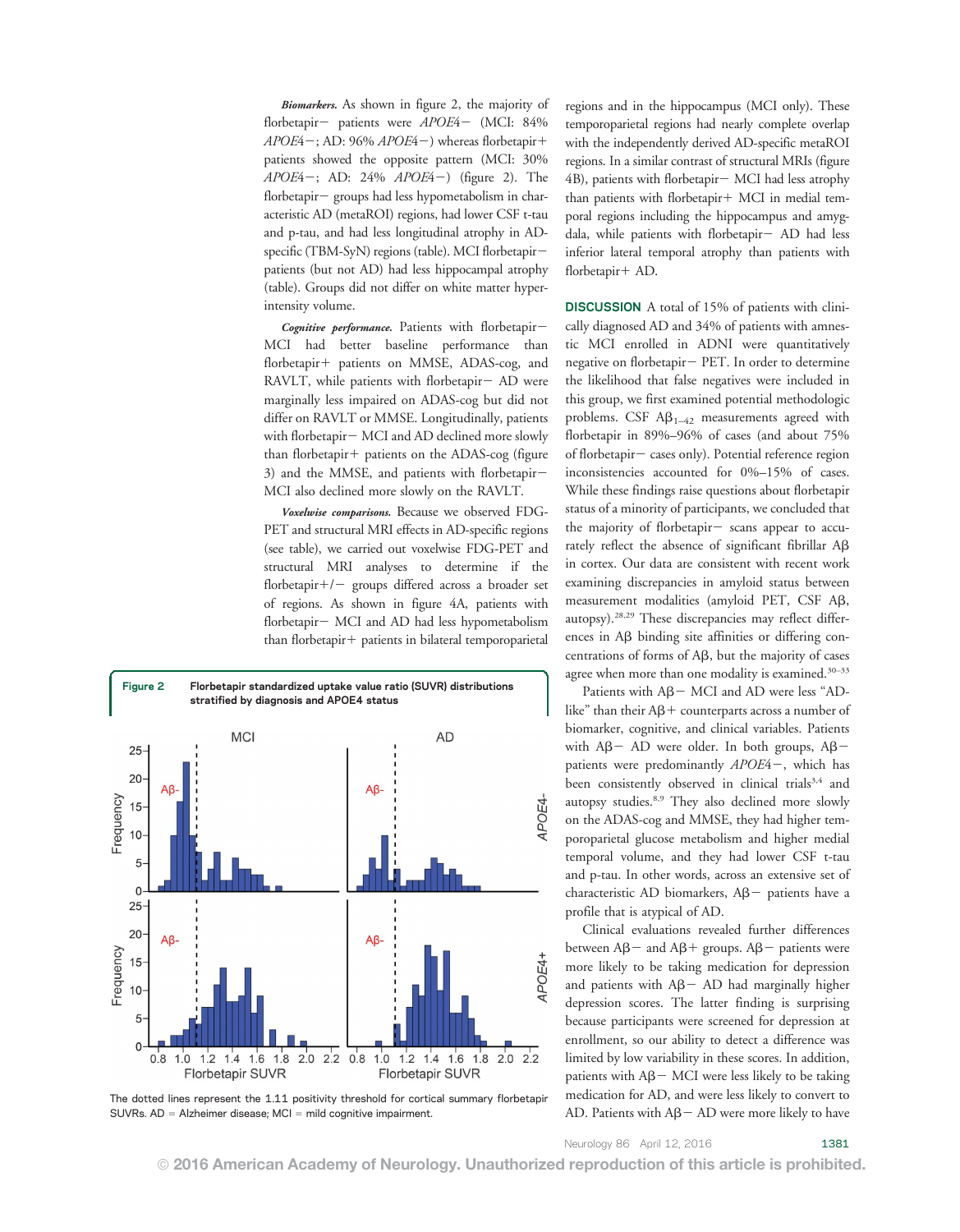***Biomarkers.*** As shown in figure 2, the majority of florbetapir− patients were *APOE4*− (MCI: 84% *APOE4*−; AD: 96% *APOE4*−) whereas florbetapir+ patients showed the opposite pattern (MCI: 30% *APOE4*−; AD: 24% *APOE4*−) (figure 2). The florbetapir− groups had less hypometabolism in characteristic AD (metaROI) regions, had lower CSF t-tau and p-tau, and had less longitudinal atrophy in AD-specific (TBM-SyN) regions (table). MCI florbetapir− patients (but not AD) had less hippocampal atrophy (table). Groups did not differ on white matter hyperintensity volume.

***Cognitive performance.*** Patients with florbetapir− MCI had better baseline performance than florbetapir+ patients on MMSE, ADAS-cog, and RAVLT, while patients with florbetapir− AD were marginally less impaired on ADAS-cog but did not differ on RAVLT or MMSE. Longitudinally, patients with florbetapir− MCI and AD declined more slowly than florbetapir+ patients on the ADAS-cog (figure 3) and the MMSE, and patients with florbetapir− MCI also declined more slowly on the RAVLT.

***Voxelwise comparisons.*** Because we observed FDG-PET and structural MRI effects in AD-specific regions (see table), we carried out voxelwise FDG-PET and structural MRI analyses to determine if the florbetapir+/− groups differed across a broader set of regions. As shown in figure 4A, patients with florbetapir− MCI and AD had less hypometabolism than florbetapir+ patients in bilateral temporoparietal regions and in the hippocampus (MCI only). These temporoparietal regions had nearly complete overlap with the independently derived AD-specific metaROI regions. In a similar contrast of structural MRIs (figure 4B), patients with florbetapir− MCI had less atrophy than patients with florbetapir+ MCI in medial temporal regions including the hippocampus and amygdala, while patients with florbetapir− AD had less inferior lateral temporal atrophy than patients with florbetapir+ AD.

**Figure 2** Florbetapir standardized uptake value ratio (SUVR) distributions stratified by diagnosis and APOE4 status

The dotted lines represent the 1.11 positivity threshold for cortical summary florbetapir SUVRs. AD = Alzheimer disease; MCI = mild cognitive impairment.

## DISCUSSION

A total of 15% of patients with clinically diagnosed AD and 34% of patients with amnestic MCI enrolled in ADNI were quantitatively negative on florbetapir− PET. In order to determine the likelihood that false negatives were included in this group, we first examined potential methodologic problems. CSF $A\beta_{1-42}$ measurements agreed with florbetapir in 89%–96% of cases (and about 75% of florbetapir− cases only). Potential reference region inconsistencies accounted for 0%–15% of cases. While these findings raise questions about florbetapir status of a minority of participants, we concluded that the majority of florbetapir− scans appear to accurately reflect the absence of significant fibrillar Aβ in cortex. Our data are consistent with recent work examining discrepancies in amyloid status between measurement modalities (amyloid PET, CSF Aβ, autopsy).[28,29] These discrepancies may reflect differences in Aβ binding site affinities or differing concentrations of forms of Aβ, but the majority of cases agree when more than one modality is examined.[30–33]

Patients with Aβ− MCI and AD were less "AD-like" than their Aβ+ counterparts across a number of biomarker, cognitive, and clinical variables. Patients with Aβ− AD were older. In both groups, Aβ− patients were predominantly *APOE4*−, which has been consistently observed in clinical trials[3,4] and autopsy studies.[8,9] They also declined more slowly on the ADAS-cog and MMSE, they had higher temporoparietal glucose metabolism and higher medial temporal volume, and they had lower CSF t-tau and p-tau. In other words, across an extensive set of characteristic AD biomarkers, Aβ− patients have a profile that is atypical of AD.

Clinical evaluations revealed further differences between Aβ− and Aβ+ groups. Aβ− patients were more likely to be taking medication for depression and patients with Aβ− AD had marginally higher depression scores. The latter finding is surprising because participants were screened for depression at enrollment, so our ability to detect a difference was limited by low variability in these scores. In addition, patients with Aβ− MCI were less likely to be taking medication for AD, and were less likely to convert to AD. Patients with Aβ− AD were more likely to have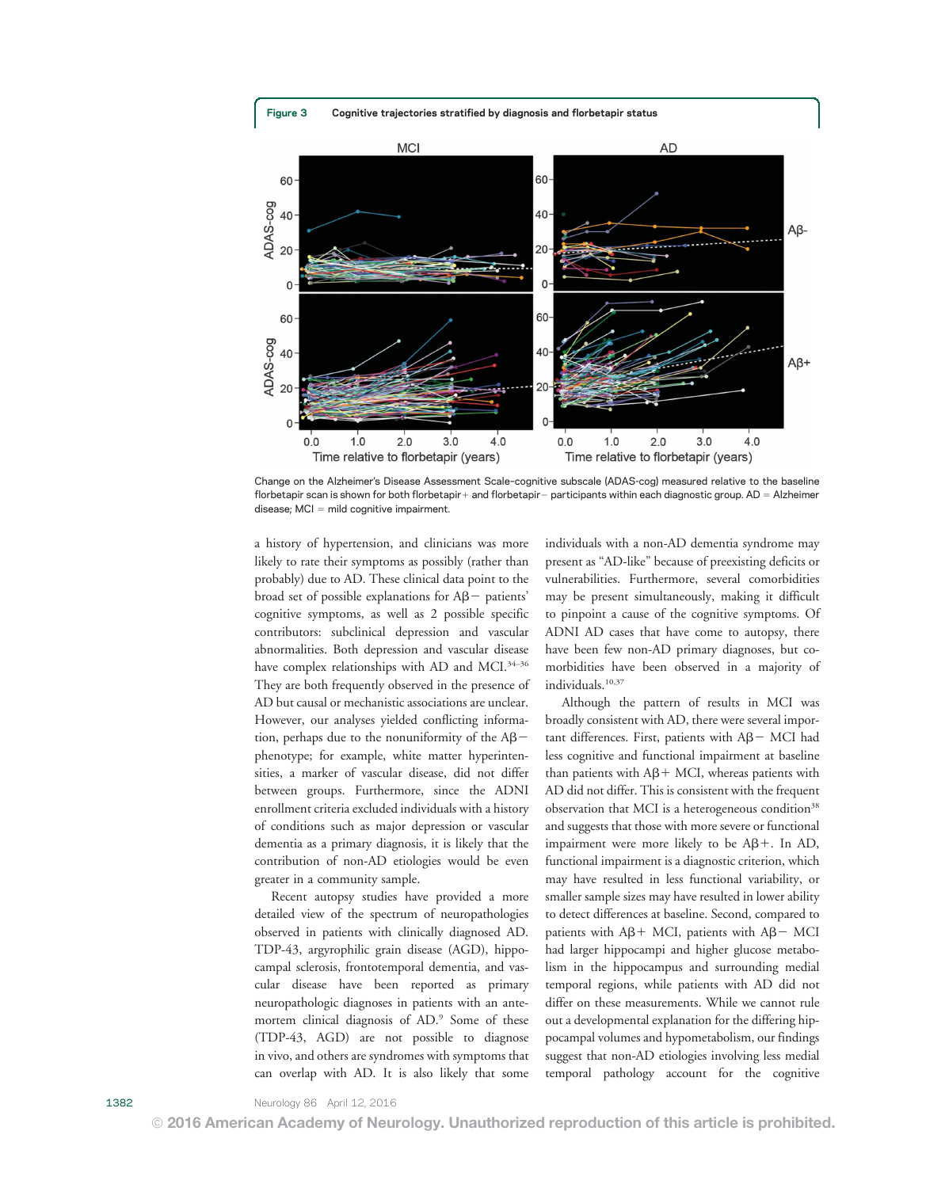**Figure 3** Cognitive trajectories stratified by diagnosis and florbetapir status

Change on the Alzheimer's Disease Assessment Scale–cognitive subscale (ADAS-cog) measured relative to the baseline florbetapir scan is shown for both florbetapir+ and florbetapir− participants within each diagnostic group. AD = Alzheimer disease; MCI = mild cognitive impairment.

a history of hypertension, and clinicians was more likely to rate their symptoms as possibly (rather than probably) due to AD. These clinical data point to the broad set of possible explanations for Aβ− patients' cognitive symptoms, as well as 2 possible specific contributors: subclinical depression and vascular abnormalities. Both depression and vascular disease have complex relationships with AD and MCI.[34–36] They are both frequently observed in the presence of AD but causal or mechanistic associations are unclear. However, our analyses yielded conflicting information, perhaps due to the nonuniformity of the Aβ− phenotype; for example, white matter hyperintensities, a marker of vascular disease, did not differ between groups. Furthermore, since the ADNI enrollment criteria excluded individuals with a history of conditions such as major depression or vascular dementia as a primary diagnosis, it is likely that the contribution of non-AD etiologies would be even greater in a community sample.

Recent autopsy studies have provided a more detailed view of the spectrum of neuropathologies observed in patients with clinically diagnosed AD. TDP-43, argyrophilic grain disease (AGD), hippocampal sclerosis, frontotemporal dementia, and vascular disease have been reported as primary neuropathologic diagnoses in patients with an antemortem clinical diagnosis of AD.[9] Some of these (TDP-43, AGD) are not possible to diagnose in vivo, and others are syndromes with symptoms that can overlap with AD. It is also likely that some individuals with a non-AD dementia syndrome may present as "AD-like" because of preexisting deficits or vulnerabilities. Furthermore, several comorbidities may be present simultaneously, making it difficult to pinpoint a cause of the cognitive symptoms. Of ADNI AD cases that have come to autopsy, there have been few non-AD primary diagnoses, but comorbidities have been observed in a majority of individuals.[10,37]

Although the pattern of results in MCI was broadly consistent with AD, there were several important differences. First, patients with Aβ− MCI had less cognitive and functional impairment at baseline than patients with Aβ+ MCI, whereas patients with AD did not differ. This is consistent with the frequent observation that MCI is a heterogeneous condition[38] and suggests that those with more severe or functional impairment were more likely to be Aβ+. In AD, functional impairment is a diagnostic criterion, which may have resulted in less functional variability, or smaller sample sizes may have resulted in lower ability to detect differences at baseline. Second, compared to patients with Aβ+ MCI, patients with Aβ− MCI had larger hippocampi and higher glucose metabolism in the hippocampus and surrounding medial temporal regions, while patients with AD did not differ on these measurements. While we cannot rule out a developmental explanation for the differing hippocampal volumes and hypometabolism, our findings suggest that non-AD etiologies involving less medial temporal pathology account for the cognitive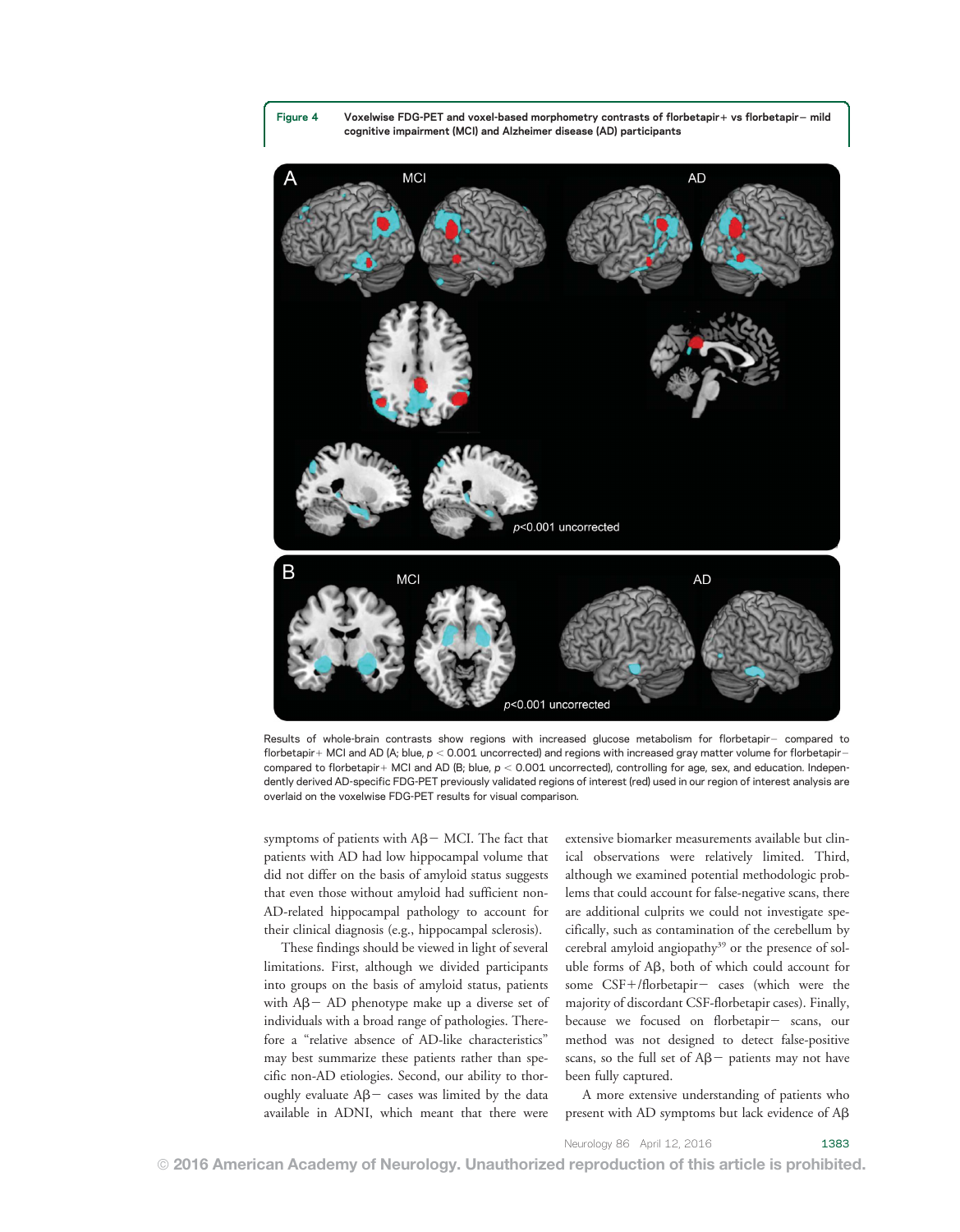**Figure 4** Voxelwise FDG-PET and voxel-based morphometry contrasts of florbetapir+ vs florbetapir− mild cognitive impairment (MCI) and Alzheimer disease (AD) participants

Results of whole-brain contrasts show regions with increased glucose metabolism for florbetapir− compared to florbetapir+ MCI and AD (A; blue, $p < 0.001$ uncorrected) and regions with increased gray matter volume for florbetapir− compared to florbetapir+ MCI and AD (B; blue, $p < 0.001$ uncorrected), controlling for age, sex, and education. Independently derived AD-specific FDG-PET previously validated regions of interest (red) used in our region of interest analysis are overlaid on the voxelwise FDG-PET results for visual comparison.

symptoms of patients with Aβ− MCI. The fact that patients with AD had low hippocampal volume that did not differ on the basis of amyloid status suggests that even those without amyloid had sufficient non-AD-related hippocampal pathology to account for their clinical diagnosis (e.g., hippocampal sclerosis).

These findings should be viewed in light of several limitations. First, although we divided participants into groups on the basis of amyloid status, patients with Aβ− AD phenotype make up a diverse set of individuals with a broad range of pathologies. Therefore a "relative absence of AD-like characteristics" may best summarize these patients rather than specific non-AD etiologies. Second, our ability to thoroughly evaluate Aβ− cases was limited by the data available in ADNI, which meant that there were extensive biomarker measurements available but clinical observations were relatively limited. Third, although we examined potential methodologic problems that could account for false-negative scans, there are additional culprits we could not investigate specifically, such as contamination of the cerebellum by cerebral amyloid angiopathy[39] or the presence of soluble forms of Aβ, both of which could account for some CSF+/florbetapir− cases (which were the majority of discordant CSF-florbetapir cases). Finally, because we focused on florbetapir− scans, our method was not designed to detect false-positive scans, so the full set of Aβ− patients may not have been fully captured.

A more extensive understanding of patients who present with AD symptoms but lack evidence of Aβ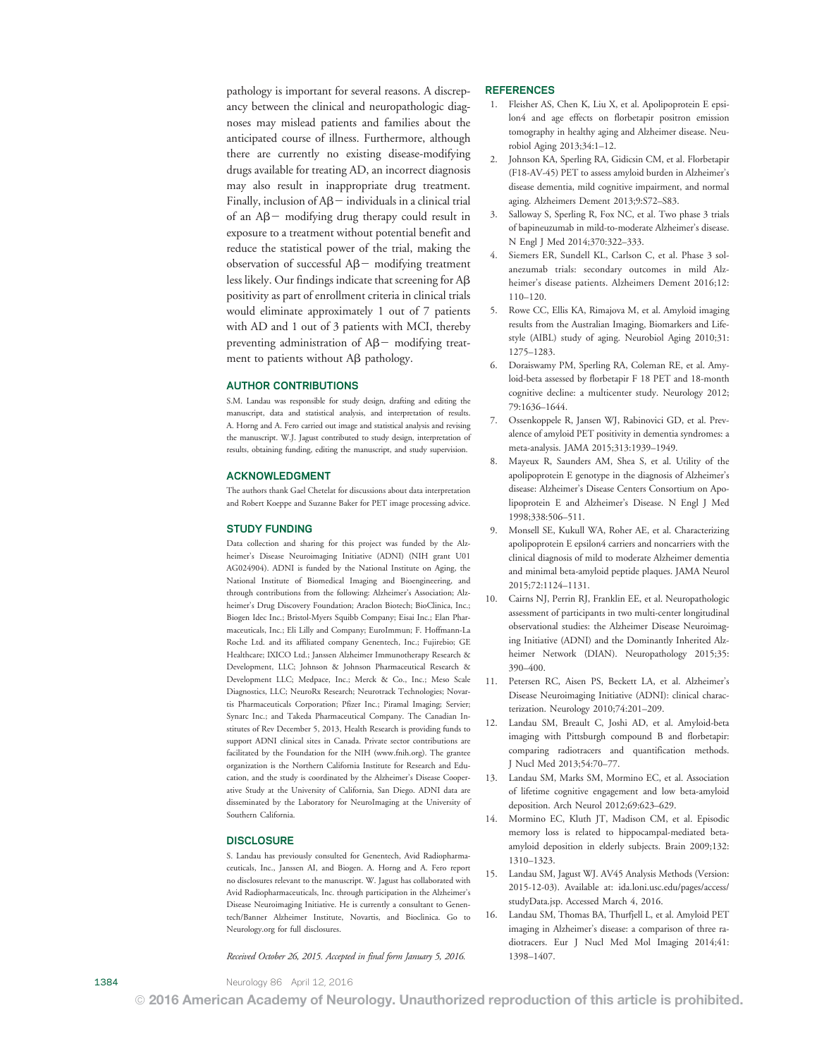pathology is important for several reasons. A discrepancy between the clinical and neuropathologic diagnoses may mislead patients and families about the anticipated course of illness. Furthermore, although there are currently no existing disease-modifying drugs available for treating AD, an incorrect diagnosis may also result in inappropriate drug treatment. Finally, inclusion of Aβ− individuals in a clinical trial of an Aβ− modifying drug therapy could result in exposure to a treatment without potential benefit and reduce the statistical power of the trial, making the observation of successful Aβ− modifying treatment less likely. Our findings indicate that screening for Aβ positivity as part of enrollment criteria in clinical trials would eliminate approximately 1 out of 7 patients with AD and 1 out of 3 patients with MCI, thereby preventing administration of Aβ− modifying treatment to patients without Aβ pathology.

## AUTHOR CONTRIBUTIONS

S.M. Landau was responsible for study design, drafting and editing the manuscript, data and statistical analysis, and interpretation of results. A. Horng and A. Fero carried out image and statistical analysis and revising the manuscript. W.J. Jagust contributed to study design, interpretation of results, obtaining funding, editing the manuscript, and study supervision.

## ACKNOWLEDGMENT

The authors thank Gael Chetelat for discussions about data interpretation and Robert Koeppe and Suzanne Baker for PET image processing advice.

## STUDY FUNDING

Data collection and sharing for this project was funded by the Alzheimer's Disease Neuroimaging Initiative (ADNI) (NIH grant U01 AG024904). ADNI is funded by the National Institute on Aging, the National Institute of Biomedical Imaging and Bioengineering, and through contributions from the following: Alzheimer's Association; Alzheimer's Drug Discovery Foundation; Araclon Biotech; BioClinica, Inc.; Biogen Idec Inc.; Bristol-Myers Squibb Company; Eisai Inc.; Elan Pharmaceuticals, Inc.; Eli Lilly and Company; EuroImmun; F. Hoffmann-La Roche Ltd. and its affiliated company Genentech, Inc.; Fujirebio; GE Healthcare; IXICO Ltd.; Janssen Alzheimer Immunotherapy Research & Development, LLC; Johnson & Johnson Pharmaceutical Research & Development LLC; Medpace, Inc.; Merck & Co., Inc.; Meso Scale Diagnostics, LLC; NeuroRx Research; Neurotrack Technologies; Novartis Pharmaceuticals Corporation; Pfizer Inc.; Piramal Imaging; Servier; Synarc Inc.; and Takeda Pharmaceutical Company. The Canadian Institutes of Rev December 5, 2013, Health Research is providing funds to support ADNI clinical sites in Canada. Private sector contributions are facilitated by the Foundation for the NIH (www.fnih.org). The grantee organization is the Northern California Institute for Research and Education, and the study is coordinated by the Alzheimer's Disease Cooperative Study at the University of California, San Diego. ADNI data are disseminated by the Laboratory for NeuroImaging at the University of Southern California.

## DISCLOSURE

S. Landau has previously consulted for Genentech, Avid Radiopharmaceuticals, Inc., Janssen AI, and Biogen. A. Horng and A. Fero report no disclosures relevant to the manuscript. W. Jagust has collaborated with Avid Radiopharmaceuticals, Inc. through participation in the Alzheimer's Disease Neuroimaging Initiative. He is currently a consultant to Genentech/Banner Alzheimer Institute, Novartis, and Bioclinica. Go to Neurology.org for full disclosures.

*Received October 26, 2015. Accepted in final form January 5, 2016.*

## REFERENCES

1. Fleisher AS, Chen K, Liu X, et al. Apolipoprotein E epsilon4 and age effects on florbetapir positron emission tomography in healthy aging and Alzheimer disease. Neurobiol Aging 2013;34:1–12.
2. Johnson KA, Sperling RA, Gidicsin CM, et al. Florbetapir (F18-AV-45) PET to assess amyloid burden in Alzheimer's disease dementia, mild cognitive impairment, and normal aging. Alzheimers Dement 2013;9:S72–S83.
3. Salloway S, Sperling R, Fox NC, et al. Two phase 3 trials of bapineuzumab in mild-to-moderate Alzheimer's disease. N Engl J Med 2014;370:322–333.
4. Siemers ER, Sundell KL, Carlson C, et al. Phase 3 solanezumab trials: secondary outcomes in mild Alzheimer's disease patients. Alzheimers Dement 2016;12: 110–120.
5. Rowe CC, Ellis KA, Rimajova M, et al. Amyloid imaging results from the Australian Imaging, Biomarkers and Lifestyle (AIBL) study of aging. Neurobiol Aging 2010;31: 1275–1283.
6. Doraiswamy PM, Sperling RA, Coleman RE, et al. Amyloid-beta assessed by florbetapir F 18 PET and 18-month cognitive decline: a multicenter study. Neurology 2012; 79:1636–1644.
7. Ossenkoppele R, Jansen WJ, Rabinovici GD, et al. Prevalence of amyloid PET positivity in dementia syndromes: a meta-analysis. JAMA 2015;313:1939–1949.
8. Mayeux R, Saunders AM, Shea S, et al. Utility of the apolipoprotein E genotype in the diagnosis of Alzheimer's disease: Alzheimer's Disease Centers Consortium on Apolipoprotein E and Alzheimer's Disease. N Engl J Med 1998;338:506–511.
9. Monsell SE, Kukull WA, Roher AE, et al. Characterizing apolipoprotein E epsilon4 carriers and noncarriers with the clinical diagnosis of mild to moderate Alzheimer dementia and minimal beta-amyloid peptide plaques. JAMA Neurol 2015;72:1124–1131.
10. Cairns NJ, Perrin RJ, Franklin EE, et al. Neuropathologic assessment of participants in two multi-center longitudinal observational studies: the Alzheimer Disease Neuroimaging Initiative (ADNI) and the Dominantly Inherited Alzheimer Network (DIAN). Neuropathology 2015;35: 390–400.
11. Petersen RC, Aisen PS, Beckett LA, et al. Alzheimer's Disease Neuroimaging Initiative (ADNI): clinical characterization. Neurology 2010;74:201–209.
12. Landau SM, Breault C, Joshi AD, et al. Amyloid-beta imaging with Pittsburgh compound B and florbetapir: comparing radiotracers and quantification methods. J Nucl Med 2013;54:70–77.
13. Landau SM, Marks SM, Mormino EC, et al. Association of lifetime cognitive engagement and low beta-amyloid deposition. Arch Neurol 2012;69:623–629.
14. Mormino EC, Kluth JT, Madison CM, et al. Episodic memory loss is related to hippocampal-mediated beta-amyloid deposition in elderly subjects. Brain 2009;132: 1310–1323.
15. Landau SM, Jagust WJ. AV45 Analysis Methods (Version: 2015-12-03). Available at: ida.loni.usc.edu/pages/access/studyData.jsp. Accessed March 4, 2016.
16. Landau SM, Thomas BA, Thurfjell L, et al. Amyloid PET imaging in Alzheimer's disease: a comparison of three radiotracers. Eur J Nucl Med Mol Imaging 2014;41: 1398–1407.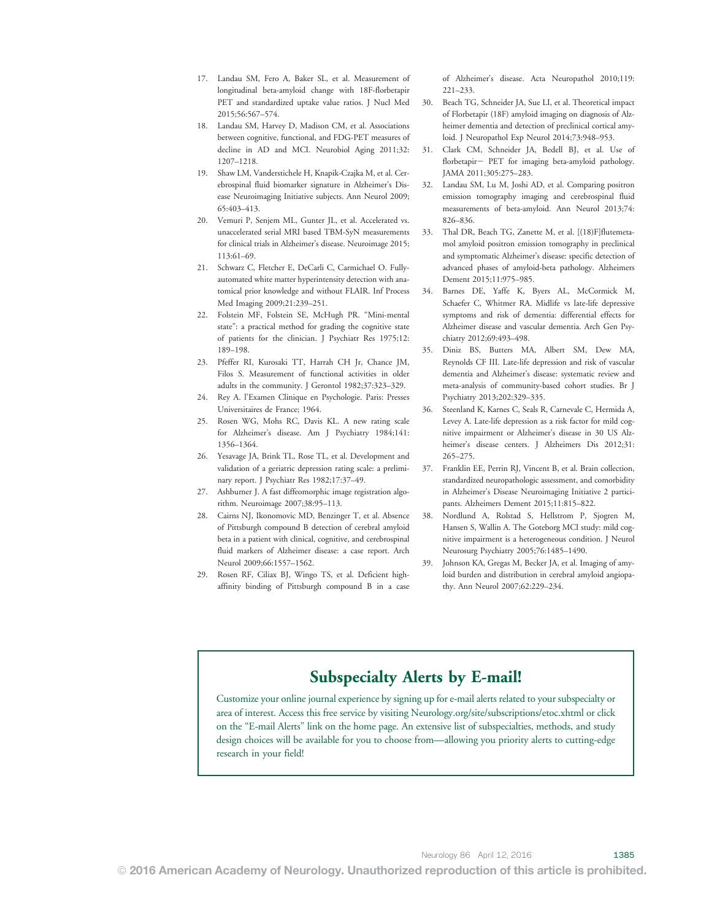17. Landau SM, Fero A, Baker SL, et al. Measurement of longitudinal beta-amyloid change with 18F-florbetapir PET and standardized uptake value ratios. J Nucl Med 2015;56:567–574.
18. Landau SM, Harvey D, Madison CM, et al. Associations between cognitive, functional, and FDG-PET measures of decline in AD and MCI. Neurobiol Aging 2011;32: 1207–1218.
19. Shaw LM, Vanderstichele H, Knapik-Czajka M, et al. Cerebrospinal fluid biomarker signature in Alzheimer's Disease Neuroimaging Initiative subjects. Ann Neurol 2009; 65:403–413.
20. Vemuri P, Senjem ML, Gunter JL, et al. Accelerated vs. unaccelerated serial MRI based TBM-SyN measurements for clinical trials in Alzheimer's disease. Neuroimage 2015; 113:61–69.
21. Schwarz C, Fletcher E, DeCarli C, Carmichael O. Fully-automated white matter hyperintensity detection with anatomical prior knowledge and without FLAIR. Inf Process Med Imaging 2009;21:239–251.
22. Folstein MF, Folstein SE, McHugh PR. "Mini-mental state": a practical method for grading the cognitive state of patients for the clinician. J Psychiatr Res 1975;12: 189–198.
23. Pfeffer RI, Kurosaki TT, Harrah CH Jr, Chance JM, Filos S. Measurement of functional activities in older adults in the community. J Gerontol 1982;37:323–329.
24. Rey A. l'Examen Clinique en Psychologie. Paris: Presses Universitaires de France; 1964.
25. Rosen WG, Mohs RC, Davis KL. A new rating scale for Alzheimer's disease. Am J Psychiatry 1984;141: 1356–1364.
26. Yesavage JA, Brink TL, Rose TL, et al. Development and validation of a geriatric depression rating scale: a preliminary report. J Psychiatr Res 1982;17:37–49.
27. Ashburner J. A fast diffeomorphic image registration algorithm. Neuroimage 2007;38:95–113.
28. Cairns NJ, Ikonomovic MD, Benzinger T, et al. Absence of Pittsburgh compound B detection of cerebral amyloid beta in a patient with clinical, cognitive, and cerebrospinal fluid markers of Alzheimer disease: a case report. Arch Neurol 2009;66:1557–1562.
29. Rosen RF, Ciliax BJ, Wingo TS, et al. Deficient high-affinity binding of Pittsburgh compound B in a case of Alzheimer's disease. Acta Neuropathol 2010;119: 221–233.
30. Beach TG, Schneider JA, Sue LI, et al. Theoretical impact of Florbetapir (18F) amyloid imaging on diagnosis of Alzheimer dementia and detection of preclinical cortical amyloid. J Neuropathol Exp Neurol 2014;73:948–953.
31. Clark CM, Schneider JA, Bedell BJ, et al. Use of florbetapir− PET for imaging beta-amyloid pathology. JAMA 2011;305:275–283.
32. Landau SM, Lu M, Joshi AD, et al. Comparing positron emission tomography imaging and cerebrospinal fluid measurements of beta-amyloid. Ann Neurol 2013;74: 826–836.
33. Thal DR, Beach TG, Zanette M, et al. [(18)F]flutemetamol amyloid positron emission tomography in preclinical and symptomatic Alzheimer's disease: specific detection of advanced phases of amyloid-beta pathology. Alzheimers Dement 2015;11:975–985.
34. Barnes DE, Yaffe K, Byers AL, McCormick M, Schaefer C, Whitmer RA. Midlife vs late-life depressive symptoms and risk of dementia: differential effects for Alzheimer disease and vascular dementia. Arch Gen Psychiatry 2012;69:493–498.
35. Diniz BS, Butters MA, Albert SM, Dew MA, Reynolds CF III. Late-life depression and risk of vascular dementia and Alzheimer's disease: systematic review and meta-analysis of community-based cohort studies. Br J Psychiatry 2013;202:329–335.
36. Steenland K, Karnes C, Seals R, Carnevale C, Hermida A, Levey A. Late-life depression as a risk factor for mild cognitive impairment or Alzheimer's disease in 30 US Alzheimer's disease centers. J Alzheimers Dis 2012;31: 265–275.
37. Franklin EE, Perrin RJ, Vincent B, et al. Brain collection, standardized neuropathologic assessment, and comorbidity in Alzheimer's Disease Neuroimaging Initiative 2 participants. Alzheimers Dement 2015;11:815–822.
38. Nordlund A, Rolstad S, Hellstrom P, Sjogren M, Hansen S, Wallin A. The Goteborg MCI study: mild cognitive impairment is a heterogeneous condition. J Neurol Neurosurg Psychiatry 2005;76:1485–1490.
39. Johnson KA, Gregas M, Becker JA, et al. Imaging of amyloid burden and distribution in cerebral amyloid angiopathy. Ann Neurol 2007;62:229–234.

## Subspecialty Alerts by E-mail!

Customize your online journal experience by signing up for e-mail alerts related to your subspecialty or area of interest. Access this free service by visiting Neurology.org/site/subscriptions/etoc.xhtml or click on the "E-mail Alerts" link on the home page. An extensive list of subspecialties, methods, and study design choices will be available for you to choose from—allowing you priority alerts to cutting-edge research in your field!